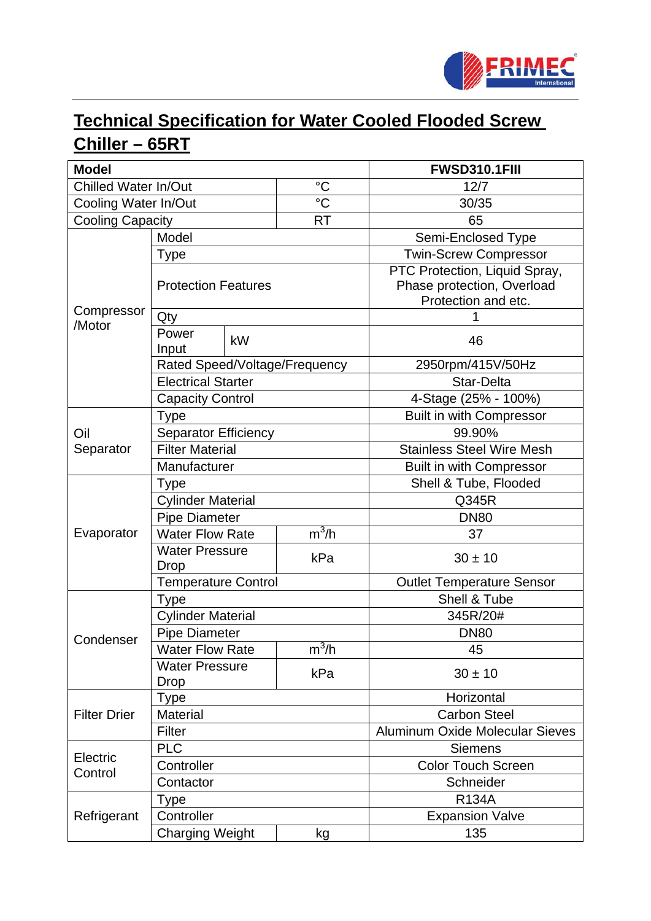# Technical Specification for Water Cooled Flooded Screw Chiller – 65RT

| Model | | | | FWSD310.1FIII |
|---|---|---|---|---|
| Chilled Water In/Out | | | °C | 12/7 |
| Cooling Water In/Out | | | °C | 30/35 |
| Cooling Capacity | | | RT | 65 |
| Compressor /Motor | Model | | | Semi-Enclosed Type |
| | Type | | | Twin-Screw Compressor |
| | Protection Features | | | PTC Protection, Liquid Spray, Phase protection, Overload Protection and etc. |
| | Qty | | | 1 |
| | Power Input | kW | | 46 |
| | Rated Speed/Voltage/Frequency | | | 2950rpm/415V/50Hz |
| | Electrical Starter | | | Star-Delta |
| | Capacity Control | | | 4-Stage (25% - 100%) |
| Oil Separator | Type | | | Built in with Compressor |
| | Separator Efficiency | | | 99.90% |
| | Filter Material | | | Stainless Steel Wire Mesh |
| | Manufacturer | | | Built in with Compressor |
| Evaporator | Type | | | Shell & Tube, Flooded |
| | Cylinder Material | | | Q345R |
| | Pipe Diameter | | | DN80 |
| | Water Flow Rate | | $m^3/h$ | 37 |
| | Water Pressure Drop | | kPa | 30 ± 10 |
| | Temperature Control | | | Outlet Temperature Sensor |
| Condenser | Type | | | Shell & Tube |
| | Cylinder Material | | | 345R/20# |
| | Pipe Diameter | | | DN80 |
| | Water Flow Rate | | $m^3/h$ | 45 |
| | Water Pressure Drop | | kPa | 30 ± 10 |
| Filter Drier | Type | | | Horizontal |
| | Material | | | Carbon Steel |
| | Filter | | | Aluminum Oxide Molecular Sieves |
| Electric Control | PLC | | | Siemens |
| | Controller | | | Color Touch Screen |
| | Contactor | | | Schneider |
| Refrigerant | Type | | | R134A |
| | Controller | | | Expansion Valve |
| | Charging Weight | | kg | 135 |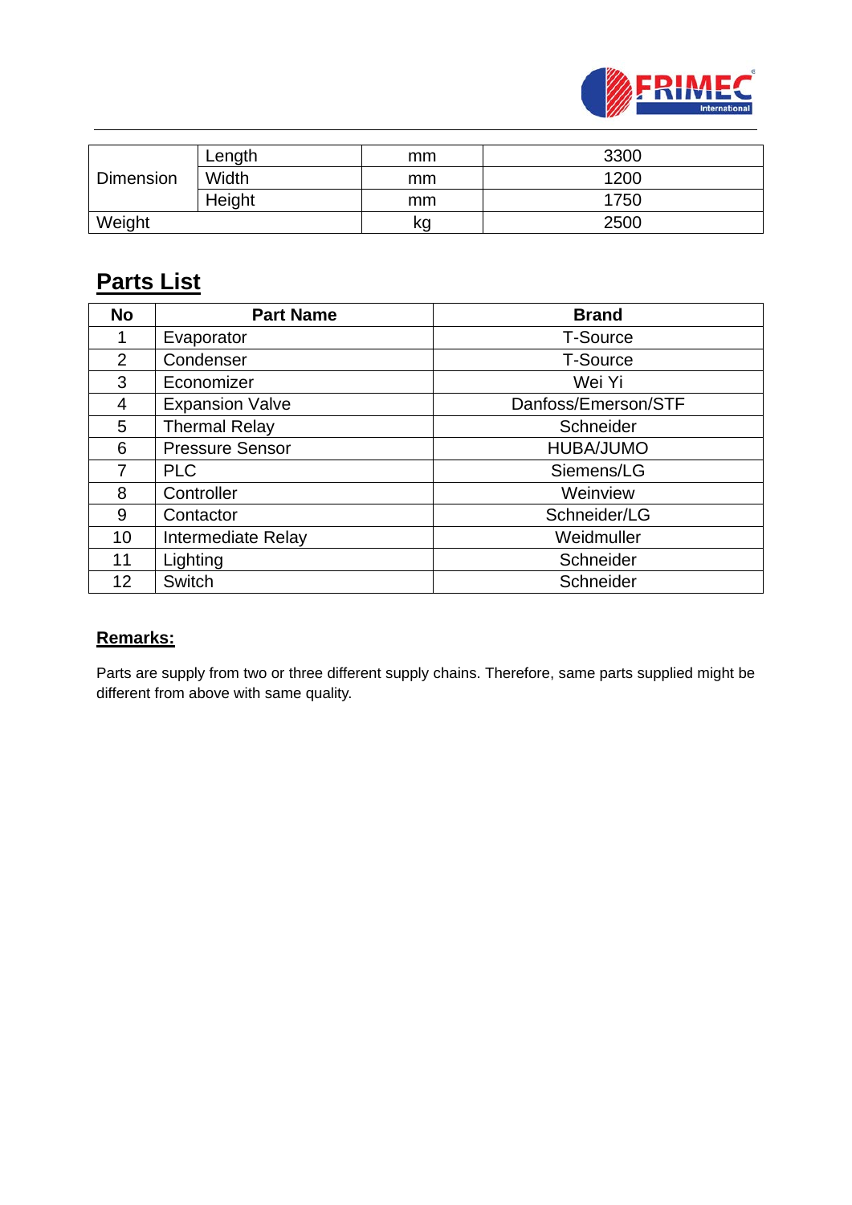| Dimension | Length | mm | 3300 |
|---|---|---|---|
| | Width | mm | 1200 |
| | Height | mm | 1750 |
| Weight | | kg | 2500 |

## Parts List

| No | Part Name | Brand |
|---|---|---|
| 1 | Evaporator | T-Source |
| 2 | Condenser | T-Source |
| 3 | Economizer | Wei Yi |
| 4 | Expansion Valve | Danfoss/Emerson/STF |
| 5 | Thermal Relay | Schneider |
| 6 | Pressure Sensor | HUBA/JUMO |
| 7 | PLC | Siemens/LG |
| 8 | Controller | Weinview |
| 9 | Contactor | Schneider/LG |
| 10 | Intermediate Relay | Weidmuller |
| 11 | Lighting | Schneider |
| 12 | Switch | Schneider |

**Remarks:**

Parts are supply from two or three different supply chains. Therefore, same parts supplied might be different from above with same quality.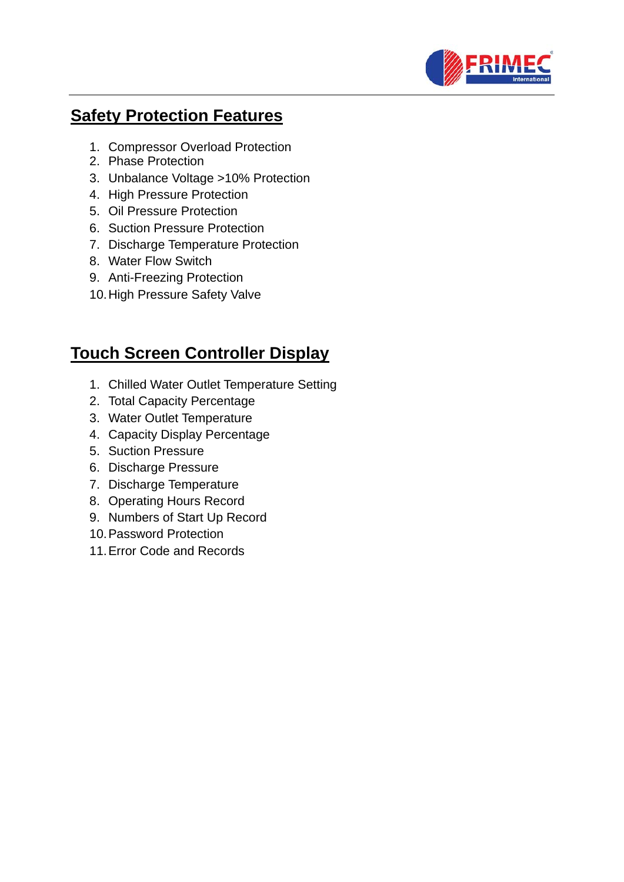## Safety Protection Features

1. Compressor Overload Protection
2. Phase Protection
3. Unbalance Voltage >10% Protection
4. High Pressure Protection
5. Oil Pressure Protection
6. Suction Pressure Protection
7. Discharge Temperature Protection
8. Water Flow Switch
9. Anti-Freezing Protection
10. High Pressure Safety Valve

## Touch Screen Controller Display

1. Chilled Water Outlet Temperature Setting
2. Total Capacity Percentage
3. Water Outlet Temperature
4. Capacity Display Percentage
5. Suction Pressure
6. Discharge Pressure
7. Discharge Temperature
8. Operating Hours Record
9. Numbers of Start Up Record
10. Password Protection
11. Error Code and Records